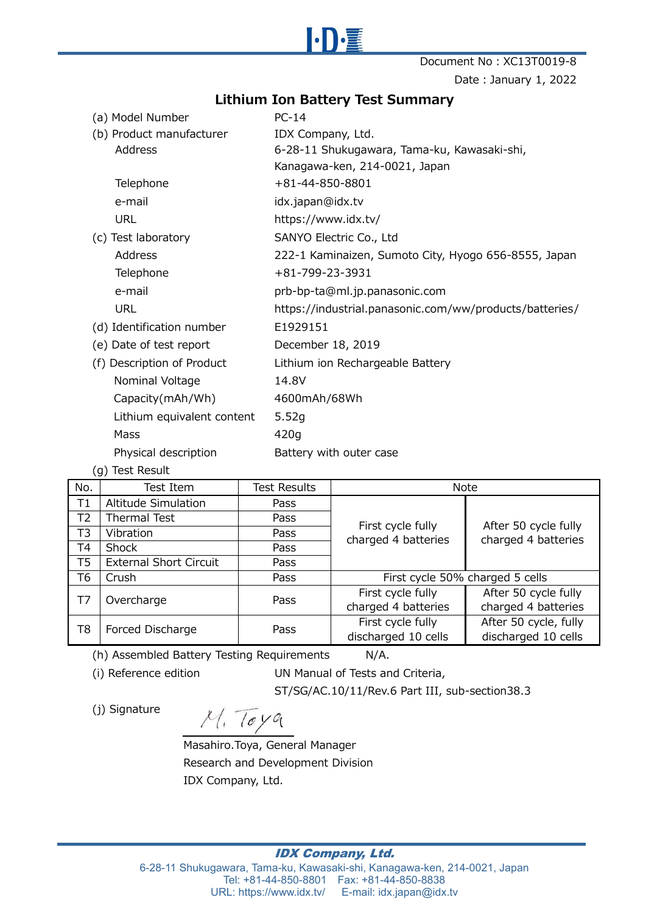I·D·X

Document No : XC13T0019-8

Date : January 1, 2022

# Lithium Ion Battery Test Summary

(a) Model Number — PC-14

(b) Product manufacturer — IDX Company, Ltd.
- Address — 6-28-11 Shukugawara, Tama-ku, Kawasaki-shi, Kanagawa-ken, 214-0021, Japan
- Telephone — +81-44-850-8801
- e-mail — idx.japan@idx.tv
- URL — https://www.idx.tv/

(c) Test laboratory — SANYO Electric Co., Ltd
- Address — 222-1 Kaminaizen, Sumoto City, Hyogo 656-8555, Japan
- Telephone — +81-799-23-3931
- e-mail — prb-bp-ta@ml.jp.panasonic.com
- URL — https://industrial.panasonic.com/ww/products/batteries/

(d) Identification number — E1929151

(e) Date of test report — December 18, 2019

(f) Description of Product — Lithium ion Rechargeable Battery
- Nominal Voltage — 14.8V
- Capacity(mAh/Wh) — 4600mAh/68Wh
- Lithium equivalent content — 5.52g
- Mass — 420g
- Physical description — Battery with outer case

(g) Test Result

| No. | Test Item | Test Results | Note | |
|---|---|---|---|---|
| T1 | Altitude Simulation | Pass | First cycle fully charged 4 batteries | After 50 cycle fully charged 4 batteries |
| T2 | Thermal Test | Pass | | |
| T3 | Vibration | Pass | | |
| T4 | Shock | Pass | | |
| T5 | External Short Circuit | Pass | | |
| T6 | Crush | Pass | First cycle 50% charged 5 cells | |
| T7 | Overcharge | Pass | First cycle fully charged 4 batteries | After 50 cycle fully charged 4 batteries |
| T8 | Forced Discharge | Pass | First cycle fully discharged 10 cells | After 50 cycle, fully discharged 10 cells |

(h) Assembled Battery Testing Requirements — N/A.

(i) Reference edition — UN Manual of Tests and Criteria, ST/SG/AC.10/11/Rev.6 Part III, sub-section38.3

(j) Signature

M. Toya

Masahiro.Toya, General Manager
Research and Development Division
IDX Company, Ltd.

***IDX Company, Ltd.***
6-28-11 Shukugawara, Tama-ku, Kawasaki-shi, Kanagawa-ken, 214-0021, Japan
Tel: +81-44-850-8801 Fax: +81-44-850-8838
URL: https://www.idx.tv/ E-mail: idx.japan@idx.tv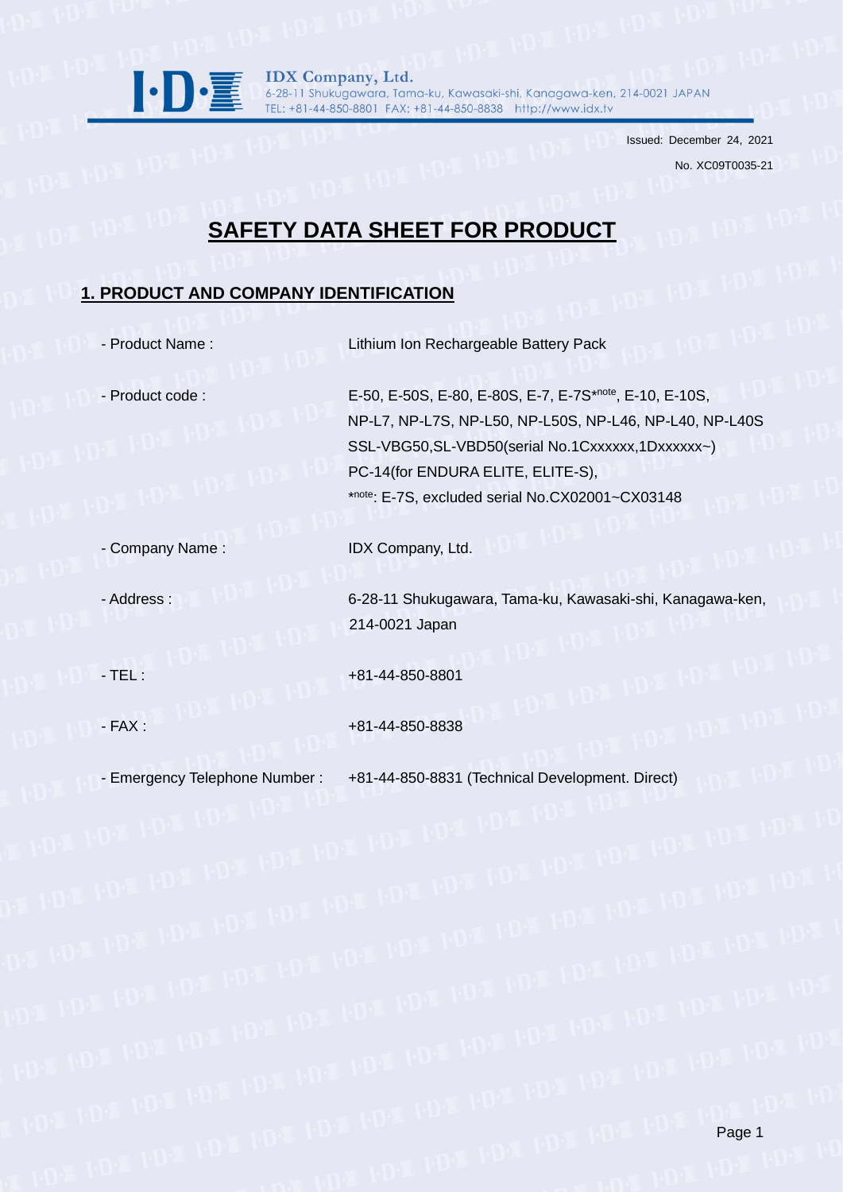**IDX Company, Ltd.**
6-28-11 Shukugawara, Tama-ku, Kawasaki-shi, Kanagawa-ken, 214-0021 JAPAN
TEL: +81-44-850-8801 FAX: +81-44-850-8838 http://www.idx.tv

Issued: December 24, 2021

No. XC09T0035-21

# SAFETY DATA SHEET FOR PRODUCT

## 1. PRODUCT AND COMPANY IDENTIFICATION

| | |
|---|---|
| - Product Name : | Lithium Ion Rechargeable Battery Pack |
| - Product code : | E-50, E-50S, E-80, E-80S, E-7, E-7S*note, E-10, E-10S, NP-L7, NP-L7S, NP-L50, NP-L50S, NP-L46, NP-L40, NP-L40S SSL-VBG50,SL-VBD50(serial No.1Cxxxxxx,1Dxxxxxx~) PC-14(for ENDURA ELITE, ELITE-S), *note: E-7S, excluded serial No.CX02001~CX03148 |
| - Company Name : | IDX Company, Ltd. |
| - Address : | 6-28-11 Shukugawara, Tama-ku, Kawasaki-shi, Kanagawa-ken, 214-0021 Japan |
| - TEL : | +81-44-850-8801 |
| - FAX : | +81-44-850-8838 |
| - Emergency Telephone Number : | +81-44-850-8831 (Technical Development. Direct) |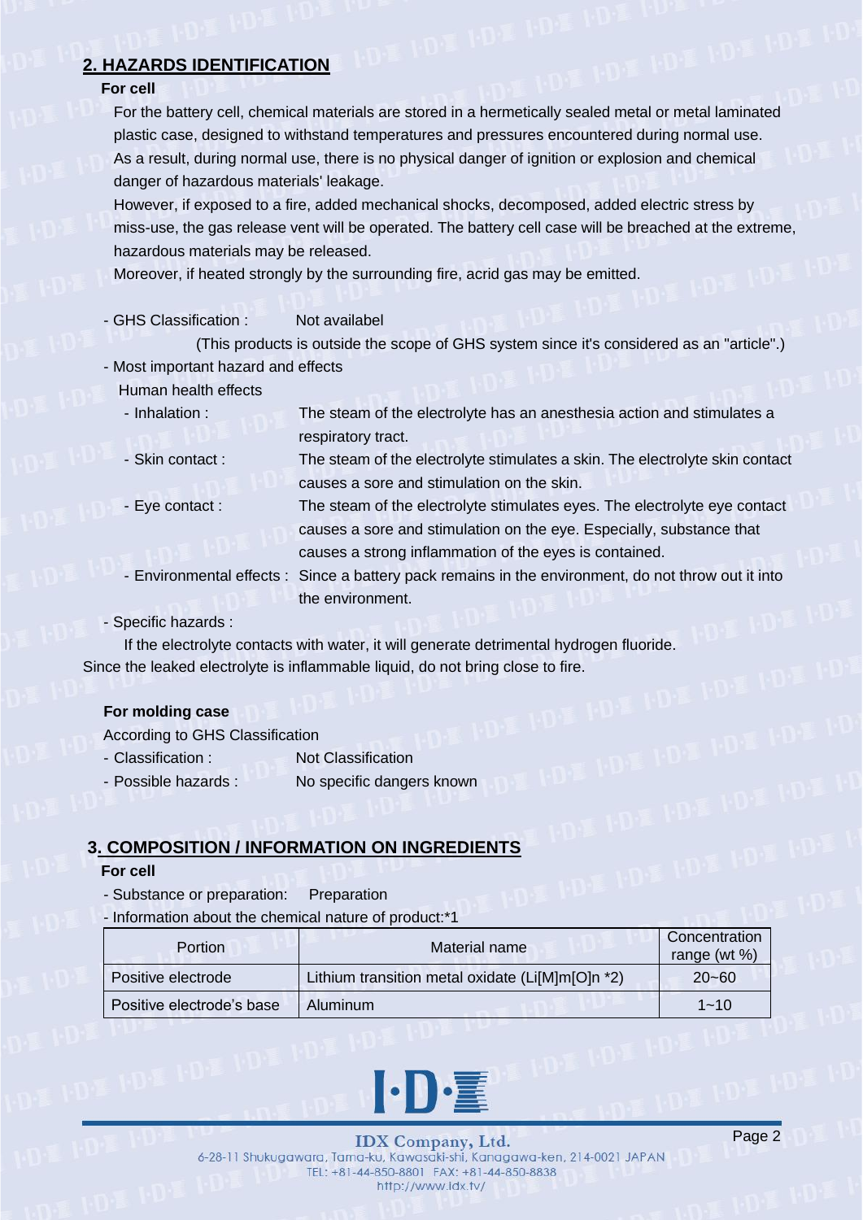## 2. HAZARDS IDENTIFICATION

**For cell**

For the battery cell, chemical materials are stored in a hermetically sealed metal or metal laminated plastic case, designed to withstand temperatures and pressures encountered during normal use.
As a result, during normal use, there is no physical danger of ignition or explosion and chemical danger of hazardous materials' leakage.
However, if exposed to a fire, added mechanical shocks, decomposed, added electric stress by miss-use, the gas release vent will be operated. The battery cell case will be breached at the extreme, hazardous materials may be released.
Moreover, if heated strongly by the surrounding fire, acrid gas may be emitted.

- GHS Classification : Not availabel
  (This products is outside the scope of GHS system since it's considered as an "article".)
- Most important hazard and effects
  Human health effects
  - Inhalation : The steam of the electrolyte has an anesthesia action and stimulates a respiratory tract.
  - Skin contact : The steam of the electrolyte stimulates a skin. The electrolyte skin contact causes a sore and stimulation on the skin.
  - Eye contact : The steam of the electrolyte stimulates eyes. The electrolyte eye contact causes a sore and stimulation on the eye. Especially, substance that causes a strong inflammation of the eyes is contained.
  - Environmental effects : Since a battery pack remains in the environment, do not throw out it into the environment.
- Specific hazards :
  If the electrolyte contacts with water, it will generate detrimental hydrogen fluoride.

Since the leaked electrolyte is inflammable liquid, do not bring close to fire.

**For molding case**

According to GHS Classification

- Classification : Not Classification
- Possible hazards : No specific dangers known

## 3. COMPOSITION / INFORMATION ON INGREDIENTS

**For cell**

- Substance or preparation: Preparation
- Information about the chemical nature of product:*1

| Portion | Material name | Concentration range (wt %) |
|---|---|---|
| Positive electrode | Lithium transition metal oxidate (Li[M]m[O]n *2) | 20~60 |
| Positive electrode's base | Aluminum | 1~10 |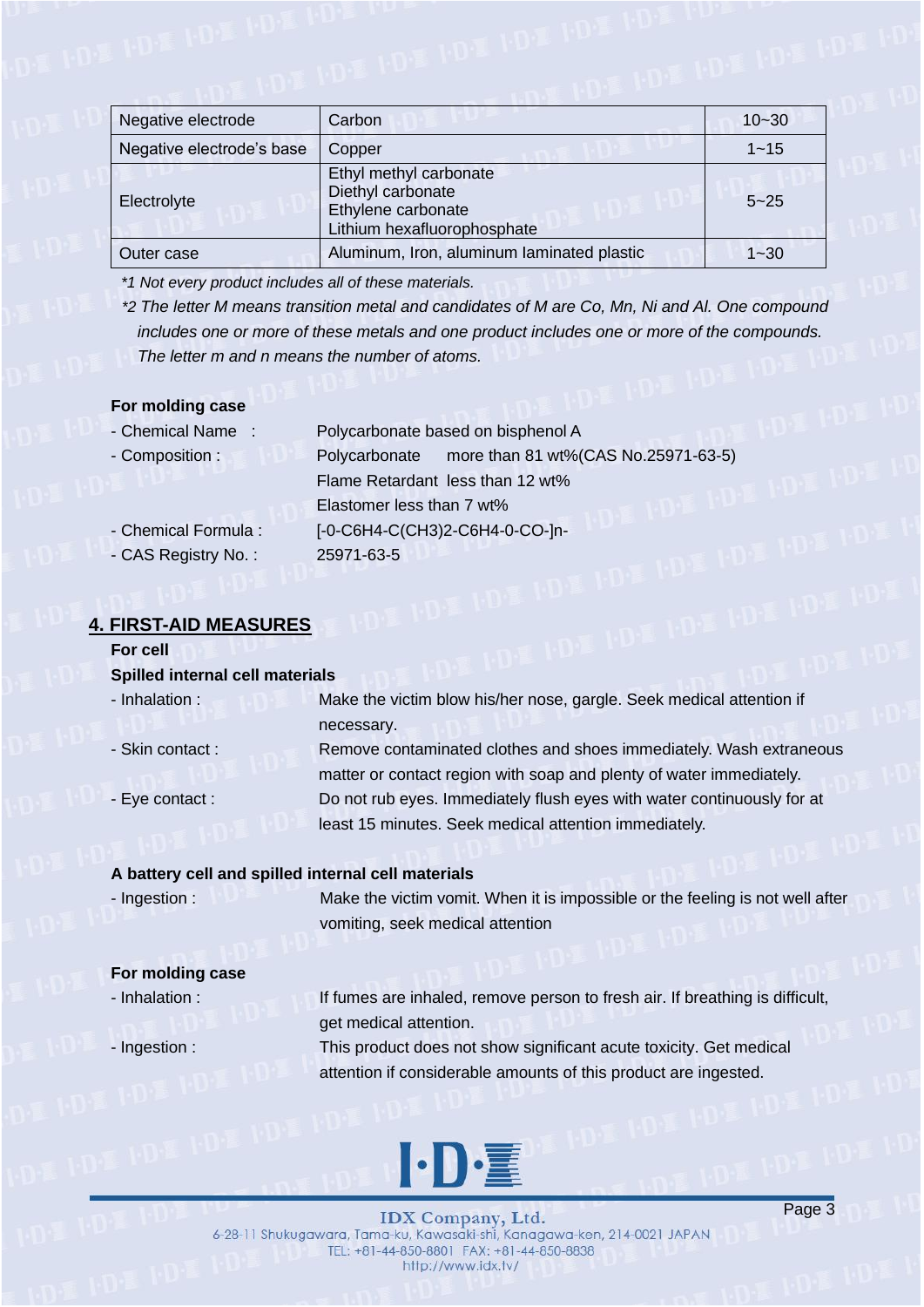| Negative electrode | Carbon | 10~30 |
|---|---|---|
| Negative electrode's base | Copper | 1~15 |
| Electrolyte | Ethyl methyl carbonate<br>Diethyl carbonate<br>Ethylene carbonate<br>Lithium hexafluorophosphate | 5~25 |
| Outer case | Aluminum, Iron, aluminum laminated plastic | 1~30 |

*\*1 Not every product includes all of these materials.*

*\*2 The letter M means transition metal and candidates of M are Co, Mn, Ni and Al. One compound includes one or more of these metals and one product includes one or more of the compounds. The letter m and n means the number of atoms.*

**For molding case**

- Chemical Name : Polycarbonate based on bisphenol A
- Composition : Polycarbonate more than 81 wt%(CAS No.25971-63-5)
  Flame Retardant less than 12 wt%
  Elastomer less than 7 wt%
- Chemical Formula : [-0-C6H4-C(CH3)2-C6H4-0-CO-]n-
- CAS Registry No. : 25971-63-5

## 4. FIRST-AID MEASURES

**For cell**

**Spilled internal cell materials**

- Inhalation : Make the victim blow his/her nose, gargle. Seek medical attention if necessary.
- Skin contact : Remove contaminated clothes and shoes immediately. Wash extraneous matter or contact region with soap and plenty of water immediately.
- Eye contact : Do not rub eyes. Immediately flush eyes with water continuously for at least 15 minutes. Seek medical attention immediately.

**A battery cell and spilled internal cell materials**

- Ingestion : Make the victim vomit. When it is impossible or the feeling is not well after vomiting, seek medical attention

**For molding case**

- Inhalation : If fumes are inhaled, remove person to fresh air. If breathing is difficult, get medical attention.
- Ingestion : This product does not show significant acute toxicity. Get medical attention if considerable amounts of this product are ingested.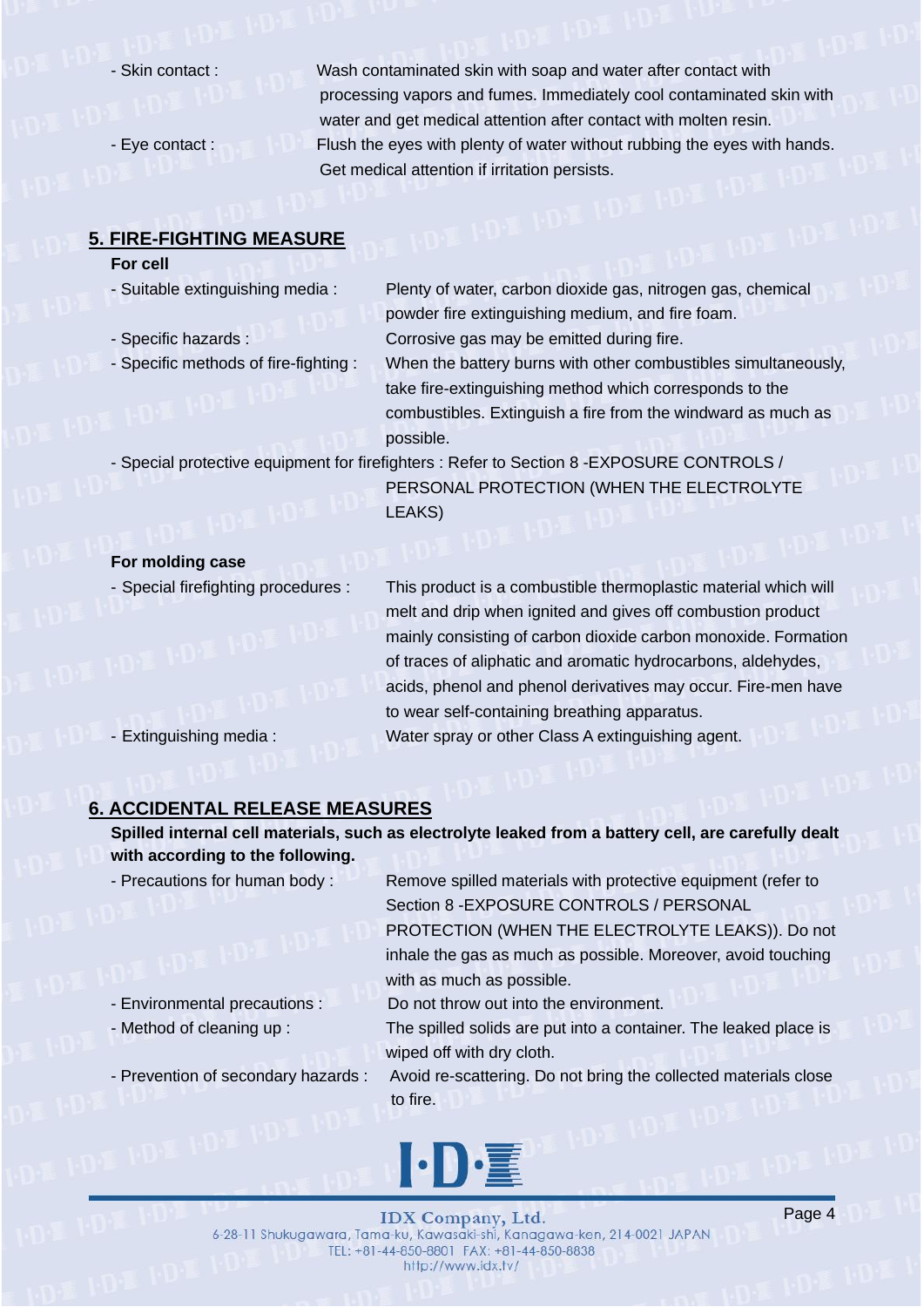- Skin contact : Wash contaminated skin with soap and water after contact with processing vapors and fumes. Immediately cool contaminated skin with water and get medical attention after contact with molten resin.
- Eye contact : Flush the eyes with plenty of water without rubbing the eyes with hands. Get medical attention if irritation persists.

## 5. FIRE-FIGHTING MEASURE

**For cell**

- Suitable extinguishing media : Plenty of water, carbon dioxide gas, nitrogen gas, chemical powder fire extinguishing medium, and fire foam.
- Specific hazards : Corrosive gas may be emitted during fire.
- Specific methods of fire-fighting : When the battery burns with other combustibles simultaneously, take fire-extinguishing method which corresponds to the combustibles. Extinguish a fire from the windward as much as possible.
- Special protective equipment for firefighters : Refer to Section 8 -EXPOSURE CONTROLS / PERSONAL PROTECTION (WHEN THE ELECTROLYTE LEAKS)

**For molding case**

- Special firefighting procedures : This product is a combustible thermoplastic material which will melt and drip when ignited and gives off combustion product mainly consisting of carbon dioxide carbon monoxide. Formation of traces of aliphatic and aromatic hydrocarbons, aldehydes, acids, phenol and phenol derivatives may occur. Fire-men have to wear self-containing breathing apparatus.
- Extinguishing media : Water spray or other Class A extinguishing agent.

## 6. ACCIDENTAL RELEASE MEASURES

**Spilled internal cell materials, such as electrolyte leaked from a battery cell, are carefully dealt with according to the following.**

- Precautions for human body : Remove spilled materials with protective equipment (refer to Section 8 -EXPOSURE CONTROLS / PERSONAL PROTECTION (WHEN THE ELECTROLYTE LEAKS)). Do not inhale the gas as much as possible. Moreover, avoid touching with as much as possible.
- Environmental precautions : Do not throw out into the environment.
- Method of cleaning up : The spilled solids are put into a container. The leaked place is wiped off with dry cloth.
- Prevention of secondary hazards : Avoid re-scattering. Do not bring the collected materials close to fire.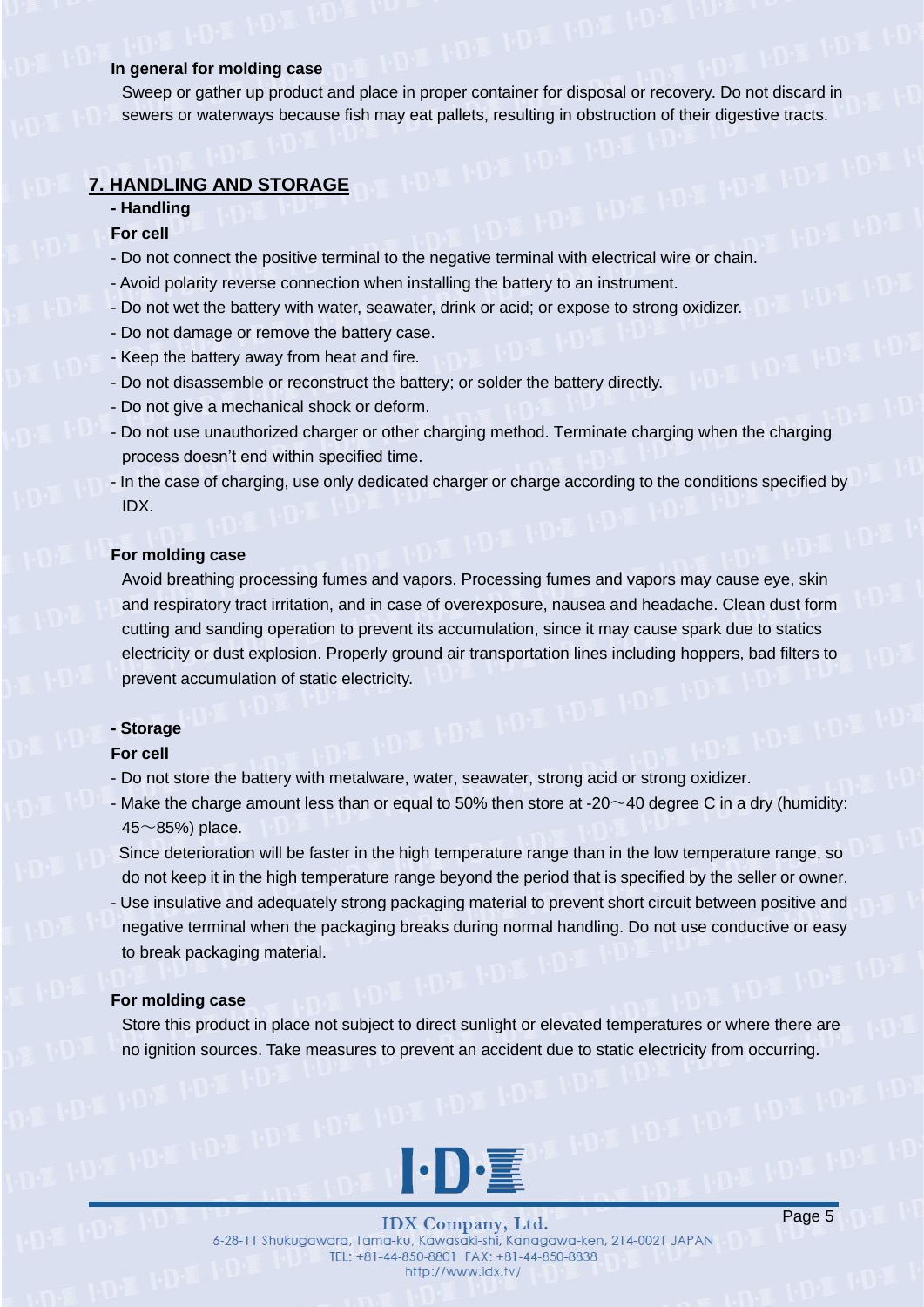**In general for molding case**

Sweep or gather up product and place in proper container for disposal or recovery. Do not discard in sewers or waterways because fish may eat pallets, resulting in obstruction of their digestive tracts.

## 7. HANDLING AND STORAGE

**- Handling**

**For cell**

- Do not connect the positive terminal to the negative terminal with electrical wire or chain.
- Avoid polarity reverse connection when installing the battery to an instrument.
- Do not wet the battery with water, seawater, drink or acid; or expose to strong oxidizer.
- Do not damage or remove the battery case.
- Keep the battery away from heat and fire.
- Do not disassemble or reconstruct the battery; or solder the battery directly.
- Do not give a mechanical shock or deform.
- Do not use unauthorized charger or other charging method. Terminate charging when the charging process doesn't end within specified time.
- In the case of charging, use only dedicated charger or charge according to the conditions specified by IDX.

**For molding case**

Avoid breathing processing fumes and vapors. Processing fumes and vapors may cause eye, skin and respiratory tract irritation, and in case of overexposure, nausea and headache. Clean dust form cutting and sanding operation to prevent its accumulation, since it may cause spark due to statics electricity or dust explosion. Properly ground air transportation lines including hoppers, bad filters to prevent accumulation of static electricity.

**- Storage**

**For cell**

- Do not store the battery with metalware, water, seawater, strong acid or strong oxidizer.
- Make the charge amount less than or equal to 50% then store at -20～40 degree C in a dry (humidity: 45～85%) place.
  Since deterioration will be faster in the high temperature range than in the low temperature range, so do not keep it in the high temperature range beyond the period that is specified by the seller or owner.
- Use insulative and adequately strong packaging material to prevent short circuit between positive and negative terminal when the packaging breaks during normal handling. Do not use conductive or easy to break packaging material.

**For molding case**

Store this product in place not subject to direct sunlight or elevated temperatures or where there are no ignition sources. Take measures to prevent an accident due to static electricity from occurring.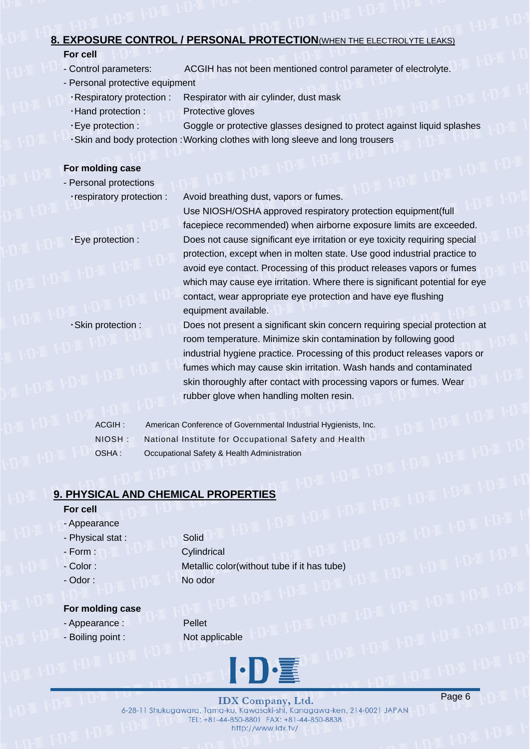## 8. EXPOSURE CONTROL / PERSONAL PROTECTION(WHEN THE ELECTROLYTE LEAKS)

**For cell**

- Control parameters: ACGIH has not been mentioned control parameter of electrolyte.
- Personal protective equipment
  - ・Respiratory protection : Respirator with air cylinder, dust mask
  - ・Hand protection : Protective gloves
  - ・Eye protection : Goggle or protective glasses designed to protect against liquid splashes
  - ・Skin and body protection : Working clothes with long sleeve and long trousers

**For molding case**

- Personal protections
  - ・respiratory protection : Avoid breathing dust, vapors or fumes. Use NIOSH/OSHA approved respiratory protection equipment(full facepiece recommended) when airborne exposure limits are exceeded.
  - ・Eye protection : Does not cause significant eye irritation or eye toxicity requiring special protection, except when in molten state. Use good industrial practice to avoid eye contact. Processing of this product releases vapors or fumes which may cause eye irritation. Where there is significant potential for eye contact, wear appropriate eye protection and have eye flushing equipment available.
  - ・Skin protection : Does not present a significant skin concern requiring special protection at room temperature. Minimize skin contamination by following good industrial hygiene practice. Processing of this product releases vapors or fumes which may cause skin irritation. Wash hands and contaminated skin thoroughly after contact with processing vapors or fumes. Wear rubber glove when handling molten resin.

ACGIH : American Conference of Governmental Industrial Hygienists, Inc.
NIOSH : National Institute for Occupational Safety and Health
OSHA : Occupational Safety & Health Administration

## 9. PHYSICAL AND CHEMICAL PROPERTIES

**For cell**

- Appearance
- Physical stat : Solid
- Form : Cylindrical
- Color : Metallic color(without tube if it has tube)
- Odor : No odor

**For molding case**

- Appearance : Pellet
- Boiling point : Not applicable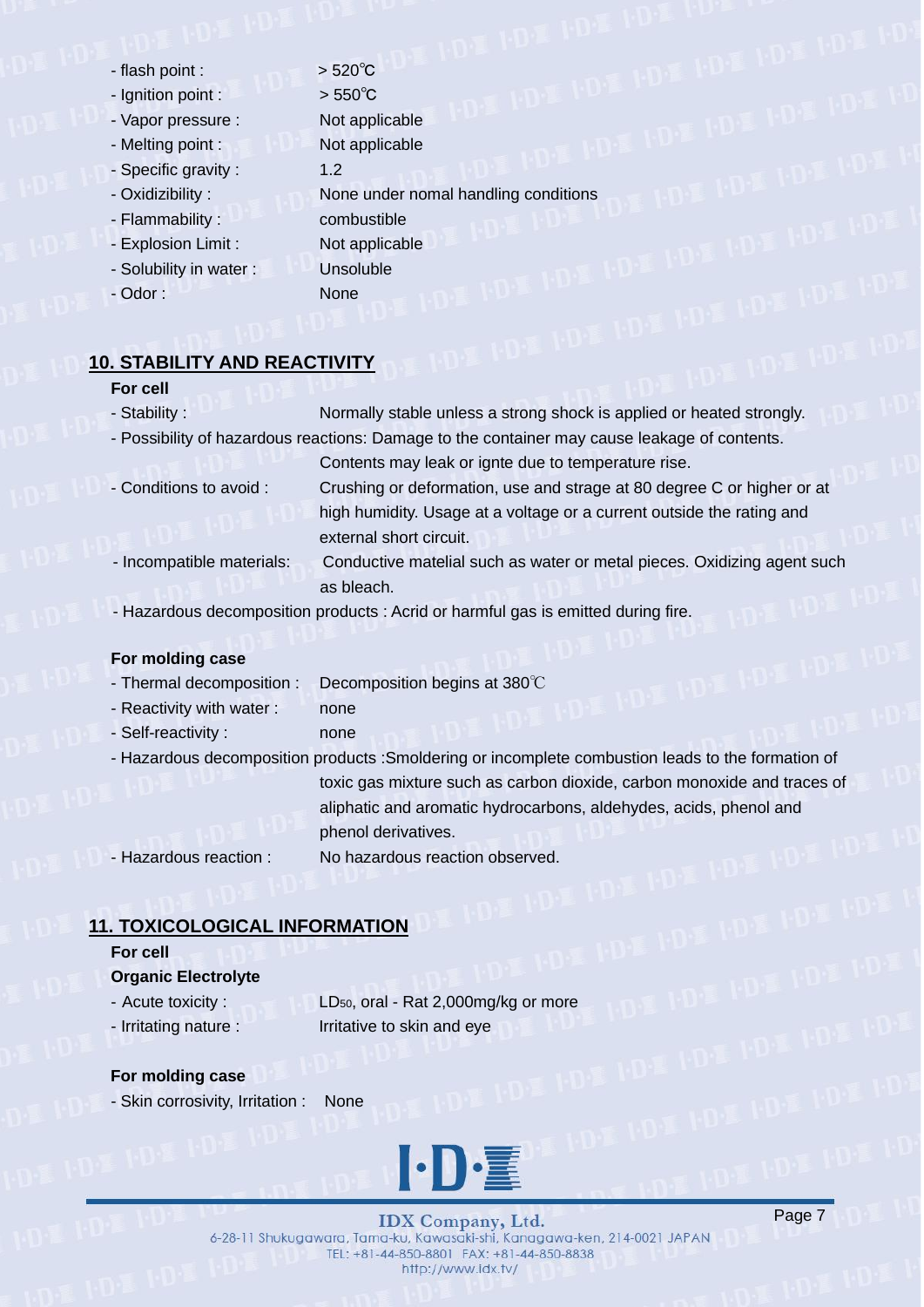- flash point : > 520℃
- Ignition point : > 550℃
- Vapor pressure : Not applicable
- Melting point : Not applicable
- Specific gravity : 1.2
- Oxidizibility : None under nomal handling conditions
- Flammability : combustible
- Explosion Limit : Not applicable
- Solubility in water : Unsoluble
- Odor : None

## 10. STABILITY AND REACTIVITY

**For cell**

- Stability : Normally stable unless a strong shock is applied or heated strongly.
- Possibility of hazardous reactions: Damage to the container may cause leakage of contents. Contents may leak or ignte due to temperature rise.
- Conditions to avoid : Crushing or deformation, use and strage at 80 degree C or higher or at high humidity. Usage at a voltage or a current outside the rating and external short circuit.
- Incompatible materials: Conductive matelial such as water or metal pieces. Oxidizing agent such as bleach.
- Hazardous decomposition products : Acrid or harmful gas is emitted during fire.

**For molding case**

- Thermal decomposition : Decomposition begins at 380℃
- Reactivity with water : none
- Self-reactivity : none
- Hazardous decomposition products :Smoldering or incomplete combustion leads to the formation of toxic gas mixture such as carbon dioxide, carbon monoxide and traces of aliphatic and aromatic hydrocarbons, aldehydes, acids, phenol and phenol derivatives.
- Hazardous reaction : No hazardous reaction observed.

## 11. TOXICOLOGICAL INFORMATION

**For cell**

**Organic Electrolyte**

- Acute toxicity : $LD_{50}$, oral - Rat 2,000mg/kg or more
- Irritating nature : Irritative to skin and eye

**For molding case**

- Skin corrosivity, Irritation : None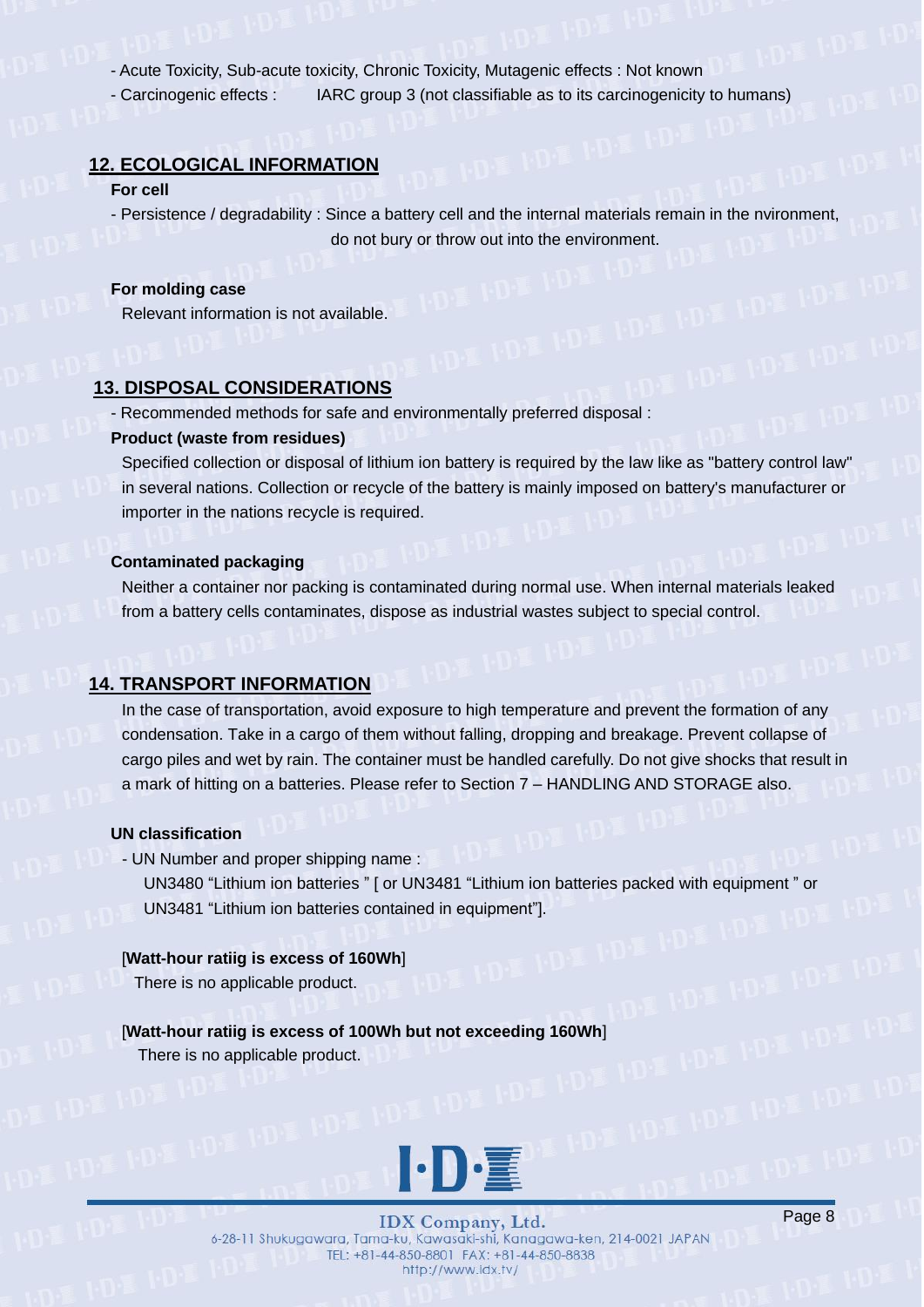- Acute Toxicity, Sub-acute toxicity, Chronic Toxicity, Mutagenic effects : Not known
- Carcinogenic effects : IARC group 3 (not classifiable as to its carcinogenicity to humans)

## 12. ECOLOGICAL INFORMATION

**For cell**

- Persistence / degradability : Since a battery cell and the internal materials remain in the nvironment, do not bury or throw out into the environment.

**For molding case**

Relevant information is not available.

## 13. DISPOSAL CONSIDERATIONS

- Recommended methods for safe and environmentally preferred disposal :

**Product (waste from residues)**

Specified collection or disposal of lithium ion battery is required by the law like as "battery control law" in several nations. Collection or recycle of the battery is mainly imposed on battery's manufacturer or importer in the nations recycle is required.

**Contaminated packaging**

Neither a container nor packing is contaminated during normal use. When internal materials leaked from a battery cells contaminates, dispose as industrial wastes subject to special control.

## 14. TRANSPORT INFORMATION

In the case of transportation, avoid exposure to high temperature and prevent the formation of any condensation. Take in a cargo of them without falling, dropping and breakage. Prevent collapse of cargo piles and wet by rain. The container must be handled carefully. Do not give shocks that result in a mark of hitting on a batteries. Please refer to Section 7 – HANDLING AND STORAGE also.

**UN classification**

- UN Number and proper shipping name :

UN3480 “Lithium ion batteries ” [ or UN3481 “Lithium ion batteries packed with equipment ” or UN3481 “Lithium ion batteries contained in equipment”].

[**Watt-hour ratiig is excess of 160Wh**]

There is no applicable product.

[**Watt-hour ratiig is excess of 100Wh but not exceeding 160Wh**]

There is no applicable product.

IDX Company, Ltd.
6-28-11 Shukugawara, Tama-ku, Kawasaki-shi, Kanagawa-ken, 214-0021 JAPAN
TEL: +81-44-850-8801 FAX: +81-44-850-8838
http://www.idx.tv/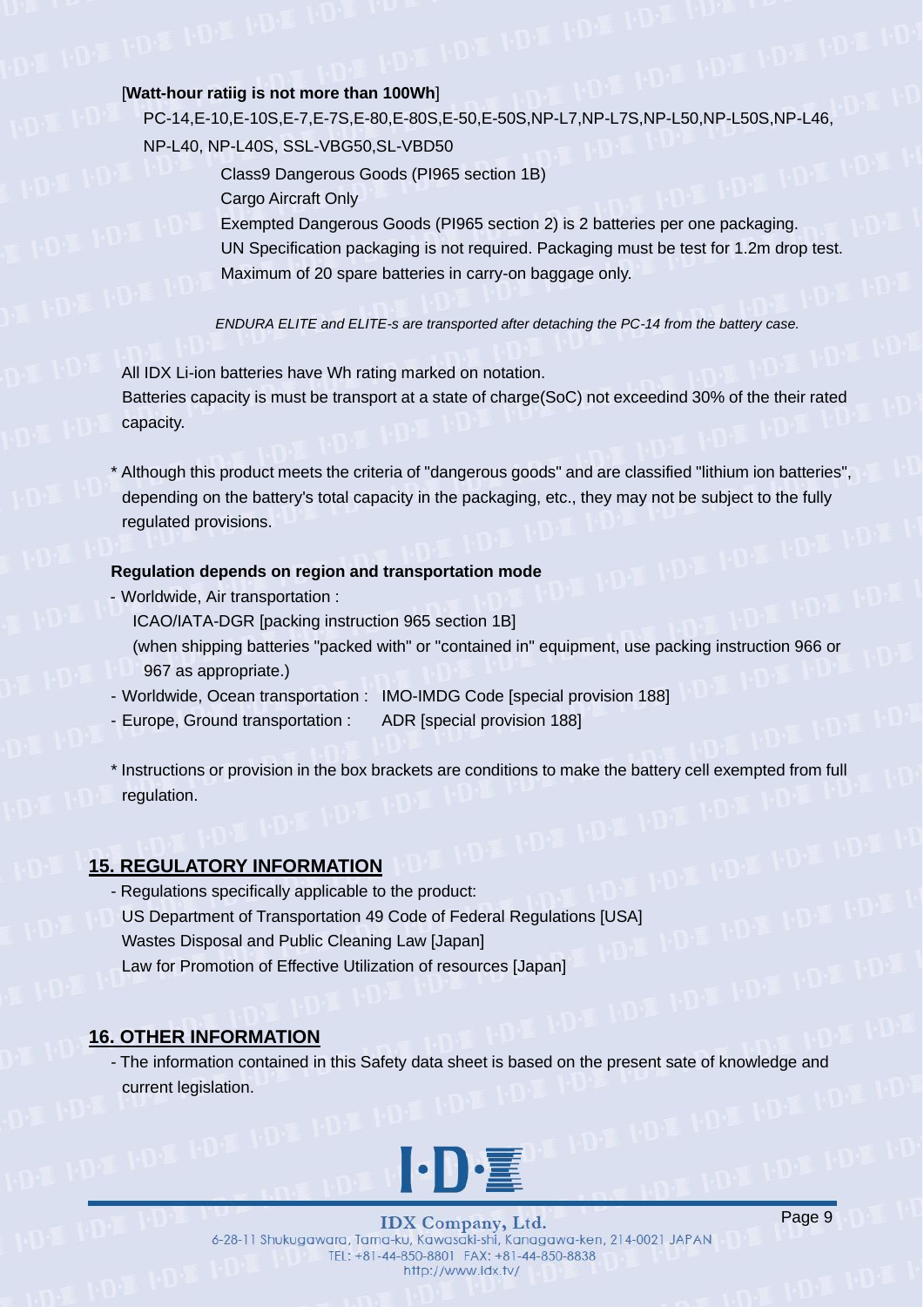[**Watt-hour ratiig is not more than 100Wh**]

PC-14,E-10,E-10S,E-7,E-7S,E-80,E-80S,E-50,E-50S,NP-L7,NP-L7S,NP-L50,NP-L50S,NP-L46, NP-L40, NP-L40S, SSL-VBG50,SL-VBD50

Class9 Dangerous Goods (PI965 section 1B)

Cargo Aircraft Only

Exempted Dangerous Goods (PI965 section 2) is 2 batteries per one packaging.

UN Specification packaging is not required. Packaging must be test for 1.2m drop test.

Maximum of 20 spare batteries in carry-on baggage only.

*ENDURA ELITE and ELITE-s are transported after detaching the PC-14 from the battery case.*

All IDX Li-ion batteries have Wh rating marked on notation.

Batteries capacity is must be transport at a state of charge(SoC) not exceedind 30% of the their rated capacity.

* Although this product meets the criteria of "dangerous goods" and are classified "lithium ion batteries", depending on the battery's total capacity in the packaging, etc., they may not be subject to the fully regulated provisions.

**Regulation depends on region and transportation mode**

- Worldwide, Air transportation :
  ICAO/IATA-DGR [packing instruction 965 section 1B]
  (when shipping batteries "packed with" or "contained in" equipment, use packing instruction 966 or 967 as appropriate.)
- Worldwide, Ocean transportation : IMO-IMDG Code [special provision 188]
- Europe, Ground transportation : ADR [special provision 188]

* Instructions or provision in the box brackets are conditions to make the battery cell exempted from full regulation.

## 15. REGULATORY INFORMATION

- Regulations specifically applicable to the product:
  US Department of Transportation 49 Code of Federal Regulations [USA]
  Wastes Disposal and Public Cleaning Law [Japan]
  Law for Promotion of Effective Utilization of resources [Japan]

## 16. OTHER INFORMATION

- The information contained in this Safety data sheet is based on the present sate of knowledge and current legislation.

IDX Company, Ltd.
6-28-11 Shukugawara, Tama-ku, Kawasaki-shi, Kanagawa-ken, 214-0021 JAPAN
TEL: +81-44-850-8801 FAX: +81-44-850-8838
http://www.idx.tv/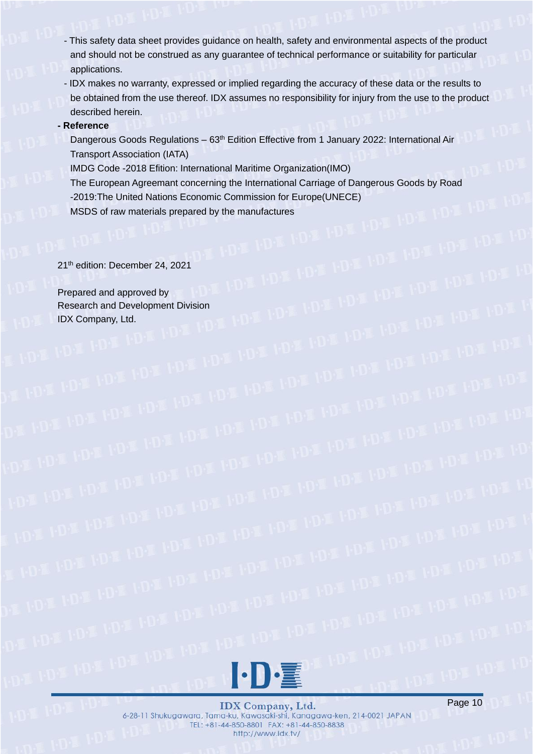- This safety data sheet provides guidance on health, safety and environmental aspects of the product and should not be construed as any guarantee of technical performance or suitability for particular applications.
- IDX makes no warranty, expressed or implied regarding the accuracy of these data or the results to be obtained from the use thereof. IDX assumes no responsibility for injury from the use to the product described herein.

**- Reference**

Dangerous Goods Regulations – 63th Edition Effective from 1 January 2022: International Air Transport Association (IATA)

IMDG Code -2018 Efition: International Maritime Organization(IMO)

The European Agreemant concerning the International Carriage of Dangerous Goods by Road -2019:The United Nations Economic Commission for Europe(UNECE)

MSDS of raw materials prepared by the manufactures

21th edition: December 24, 2021

Prepared and approved by
Research and Development Division
IDX Company, Ltd.

IDX Company, Ltd.
6-28-11 Shukugawara, Tama-ku, Kawasaki-shi, Kanagawa-ken, 214-0021 JAPAN
TEL: +81-44-850-8801 FAX: +81-44-850-8838
http://www.idx.tv/